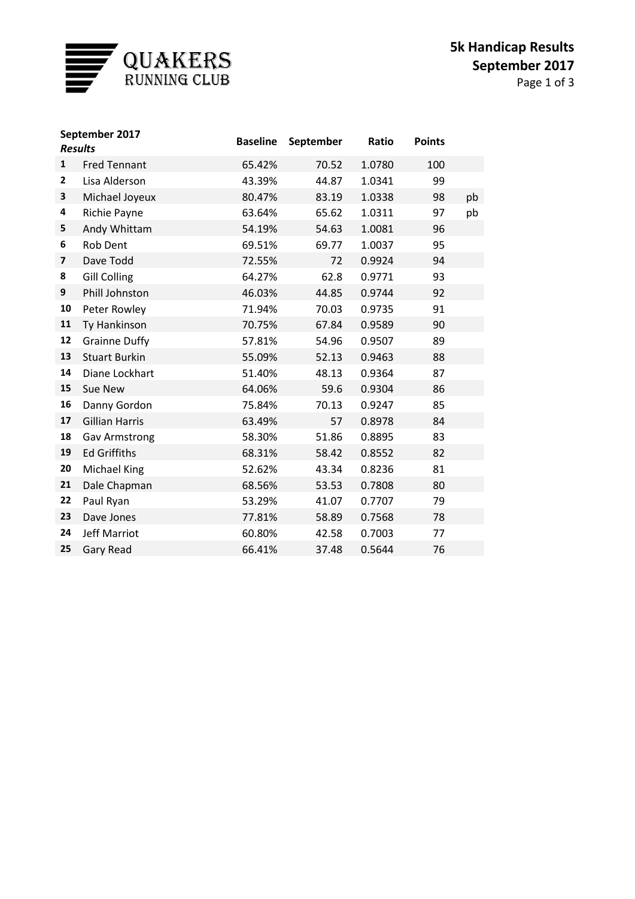QUAKERS
RUNNING CLUB

# 5k Handicap Results
## September 2017

| September 2017 *Results* | | Baseline | September | Ratio | Points | |
|---|---|---|---|---|---|---|
| 1 | Fred Tennant | 65.42% | 70.52 | 1.0780 | 100 | |
| 2 | Lisa Alderson | 43.39% | 44.87 | 1.0341 | 99 | |
| 3 | Michael Joyeux | 80.47% | 83.19 | 1.0338 | 98 | pb |
| 4 | Richie Payne | 63.64% | 65.62 | 1.0311 | 97 | pb |
| 5 | Andy Whittam | 54.19% | 54.63 | 1.0081 | 96 | |
| 6 | Rob Dent | 69.51% | 69.77 | 1.0037 | 95 | |
| 7 | Dave Todd | 72.55% | 72 | 0.9924 | 94 | |
| 8 | Gill Colling | 64.27% | 62.8 | 0.9771 | 93 | |
| 9 | Phill Johnston | 46.03% | 44.85 | 0.9744 | 92 | |
| 10 | Peter Rowley | 71.94% | 70.03 | 0.9735 | 91 | |
| 11 | Ty Hankinson | 70.75% | 67.84 | 0.9589 | 90 | |
| 12 | Grainne Duffy | 57.81% | 54.96 | 0.9507 | 89 | |
| 13 | Stuart Burkin | 55.09% | 52.13 | 0.9463 | 88 | |
| 14 | Diane Lockhart | 51.40% | 48.13 | 0.9364 | 87 | |
| 15 | Sue New | 64.06% | 59.6 | 0.9304 | 86 | |
| 16 | Danny Gordon | 75.84% | 70.13 | 0.9247 | 85 | |
| 17 | Gillian Harris | 63.49% | 57 | 0.8978 | 84 | |
| 18 | Gav Armstrong | 58.30% | 51.86 | 0.8895 | 83 | |
| 19 | Ed Griffiths | 68.31% | 58.42 | 0.8552 | 82 | |
| 20 | Michael King | 52.62% | 43.34 | 0.8236 | 81 | |
| 21 | Dale Chapman | 68.56% | 53.53 | 0.7808 | 80 | |
| 22 | Paul Ryan | 53.29% | 41.07 | 0.7707 | 79 | |
| 23 | Dave Jones | 77.81% | 58.89 | 0.7568 | 78 | |
| 24 | Jeff Marriot | 60.80% | 42.58 | 0.7003 | 77 | |
| 25 | Gary Read | 66.41% | 37.48 | 0.5644 | 76 | |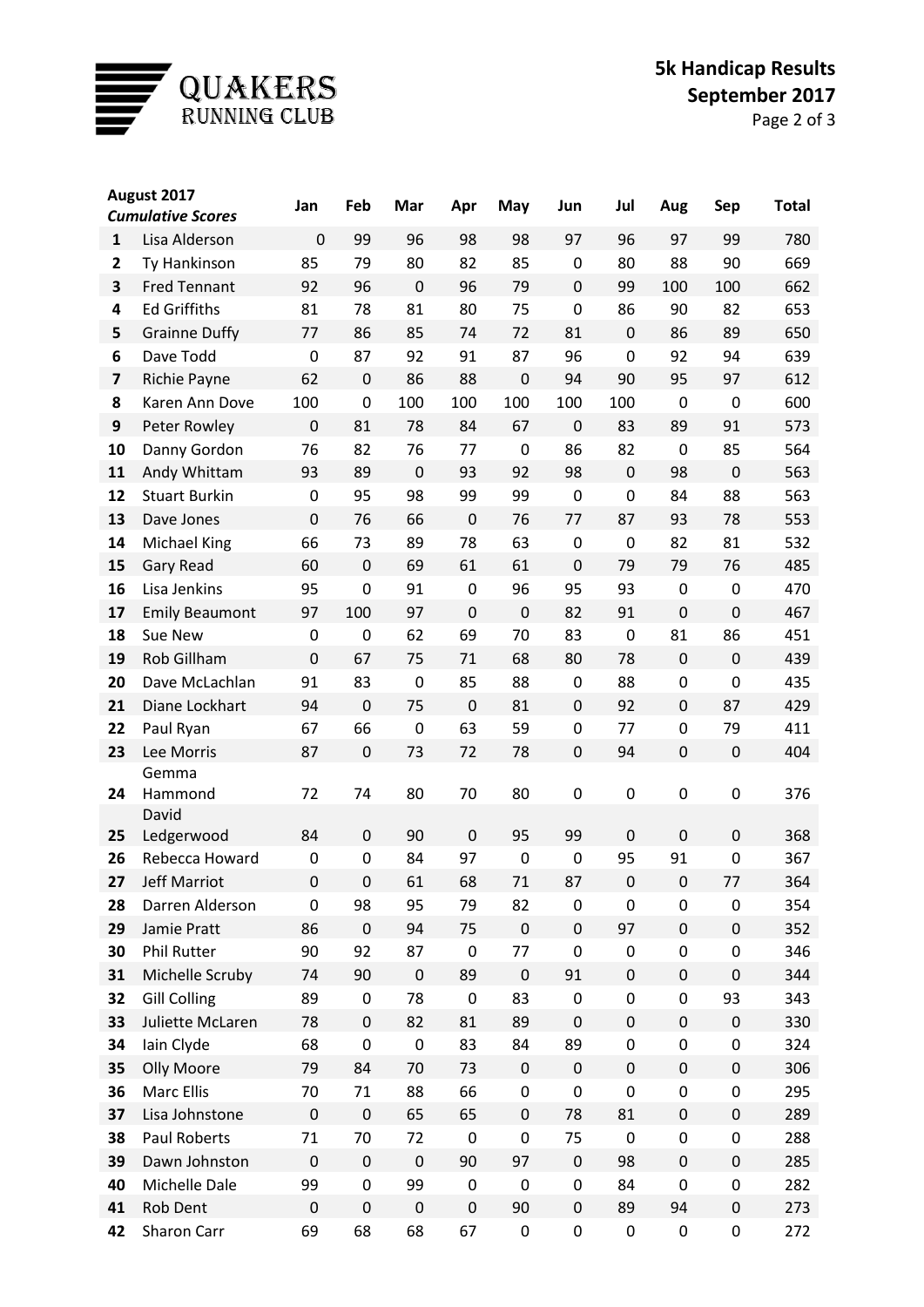# QUAKERS RUNNING CLUB

## 5k Handicap Results
## September 2017

| **August 2017** *Cumulative Scores* | | Jan | Feb | Mar | Apr | May | Jun | Jul | Aug | Sep | Total |
|---|---|---|---|---|---|---|---|---|---|---|---|
| **1** | Lisa Alderson | 0 | 99 | 96 | 98 | 98 | 97 | 96 | 97 | 99 | 780 |
| **2** | Ty Hankinson | 85 | 79 | 80 | 82 | 85 | 0 | 80 | 88 | 90 | 669 |
| **3** | Fred Tennant | 92 | 96 | 0 | 96 | 79 | 0 | 99 | 100 | 100 | 662 |
| **4** | Ed Griffiths | 81 | 78 | 81 | 80 | 75 | 0 | 86 | 90 | 82 | 653 |
| **5** | Grainne Duffy | 77 | 86 | 85 | 74 | 72 | 81 | 0 | 86 | 89 | 650 |
| **6** | Dave Todd | 0 | 87 | 92 | 91 | 87 | 96 | 0 | 92 | 94 | 639 |
| **7** | Richie Payne | 62 | 0 | 86 | 88 | 0 | 94 | 90 | 95 | 97 | 612 |
| **8** | Karen Ann Dove | 100 | 0 | 100 | 100 | 100 | 100 | 100 | 0 | 0 | 600 |
| **9** | Peter Rowley | 0 | 81 | 78 | 84 | 67 | 0 | 83 | 89 | 91 | 573 |
| **10** | Danny Gordon | 76 | 82 | 76 | 77 | 0 | 86 | 82 | 0 | 85 | 564 |
| **11** | Andy Whittam | 93 | 89 | 0 | 93 | 92 | 98 | 0 | 98 | 0 | 563 |
| **12** | Stuart Burkin | 0 | 95 | 98 | 99 | 99 | 0 | 0 | 84 | 88 | 563 |
| **13** | Dave Jones | 0 | 76 | 66 | 0 | 76 | 77 | 87 | 93 | 78 | 553 |
| **14** | Michael King | 66 | 73 | 89 | 78 | 63 | 0 | 0 | 82 | 81 | 532 |
| **15** | Gary Read | 60 | 0 | 69 | 61 | 61 | 0 | 79 | 79 | 76 | 485 |
| **16** | Lisa Jenkins | 95 | 0 | 91 | 0 | 96 | 95 | 93 | 0 | 0 | 470 |
| **17** | Emily Beaumont | 97 | 100 | 97 | 0 | 0 | 82 | 91 | 0 | 0 | 467 |
| **18** | Sue New | 0 | 0 | 62 | 69 | 70 | 83 | 0 | 81 | 86 | 451 |
| **19** | Rob Gillham | 0 | 67 | 75 | 71 | 68 | 80 | 78 | 0 | 0 | 439 |
| **20** | Dave McLachlan | 91 | 83 | 0 | 85 | 88 | 0 | 88 | 0 | 0 | 435 |
| **21** | Diane Lockhart | 94 | 0 | 75 | 0 | 81 | 0 | 92 | 0 | 87 | 429 |
| **22** | Paul Ryan | 67 | 66 | 0 | 63 | 59 | 0 | 77 | 0 | 79 | 411 |
| **23** | Lee Morris | 87 | 0 | 73 | 72 | 78 | 0 | 94 | 0 | 0 | 404 |
| **24** | Gemma Hammond | 72 | 74 | 80 | 70 | 80 | 0 | 0 | 0 | 0 | 376 |
| **25** | David Ledgerwood | 84 | 0 | 90 | 0 | 95 | 99 | 0 | 0 | 0 | 368 |
| **26** | Rebecca Howard | 0 | 0 | 84 | 97 | 0 | 0 | 95 | 91 | 0 | 367 |
| **27** | Jeff Marriot | 0 | 0 | 61 | 68 | 71 | 87 | 0 | 0 | 77 | 364 |
| **28** | Darren Alderson | 0 | 98 | 95 | 79 | 82 | 0 | 0 | 0 | 0 | 354 |
| **29** | Jamie Pratt | 86 | 0 | 94 | 75 | 0 | 0 | 97 | 0 | 0 | 352 |
| **30** | Phil Rutter | 90 | 92 | 87 | 0 | 77 | 0 | 0 | 0 | 0 | 346 |
| **31** | Michelle Scruby | 74 | 90 | 0 | 89 | 0 | 91 | 0 | 0 | 0 | 344 |
| **32** | Gill Colling | 89 | 0 | 78 | 0 | 83 | 0 | 0 | 0 | 93 | 343 |
| **33** | Juliette McLaren | 78 | 0 | 82 | 81 | 89 | 0 | 0 | 0 | 0 | 330 |
| **34** | Iain Clyde | 68 | 0 | 0 | 83 | 84 | 89 | 0 | 0 | 0 | 324 |
| **35** | Olly Moore | 79 | 84 | 70 | 73 | 0 | 0 | 0 | 0 | 0 | 306 |
| **36** | Marc Ellis | 70 | 71 | 88 | 66 | 0 | 0 | 0 | 0 | 0 | 295 |
| **37** | Lisa Johnstone | 0 | 0 | 65 | 65 | 0 | 78 | 81 | 0 | 0 | 289 |
| **38** | Paul Roberts | 71 | 70 | 72 | 0 | 0 | 75 | 0 | 0 | 0 | 288 |
| **39** | Dawn Johnston | 0 | 0 | 0 | 90 | 97 | 0 | 98 | 0 | 0 | 285 |
| **40** | Michelle Dale | 99 | 0 | 99 | 0 | 0 | 0 | 84 | 0 | 0 | 282 |
| **41** | Rob Dent | 0 | 0 | 0 | 0 | 90 | 0 | 89 | 94 | 0 | 273 |
| **42** | Sharon Carr | 69 | 68 | 68 | 67 | 0 | 0 | 0 | 0 | 0 | 272 |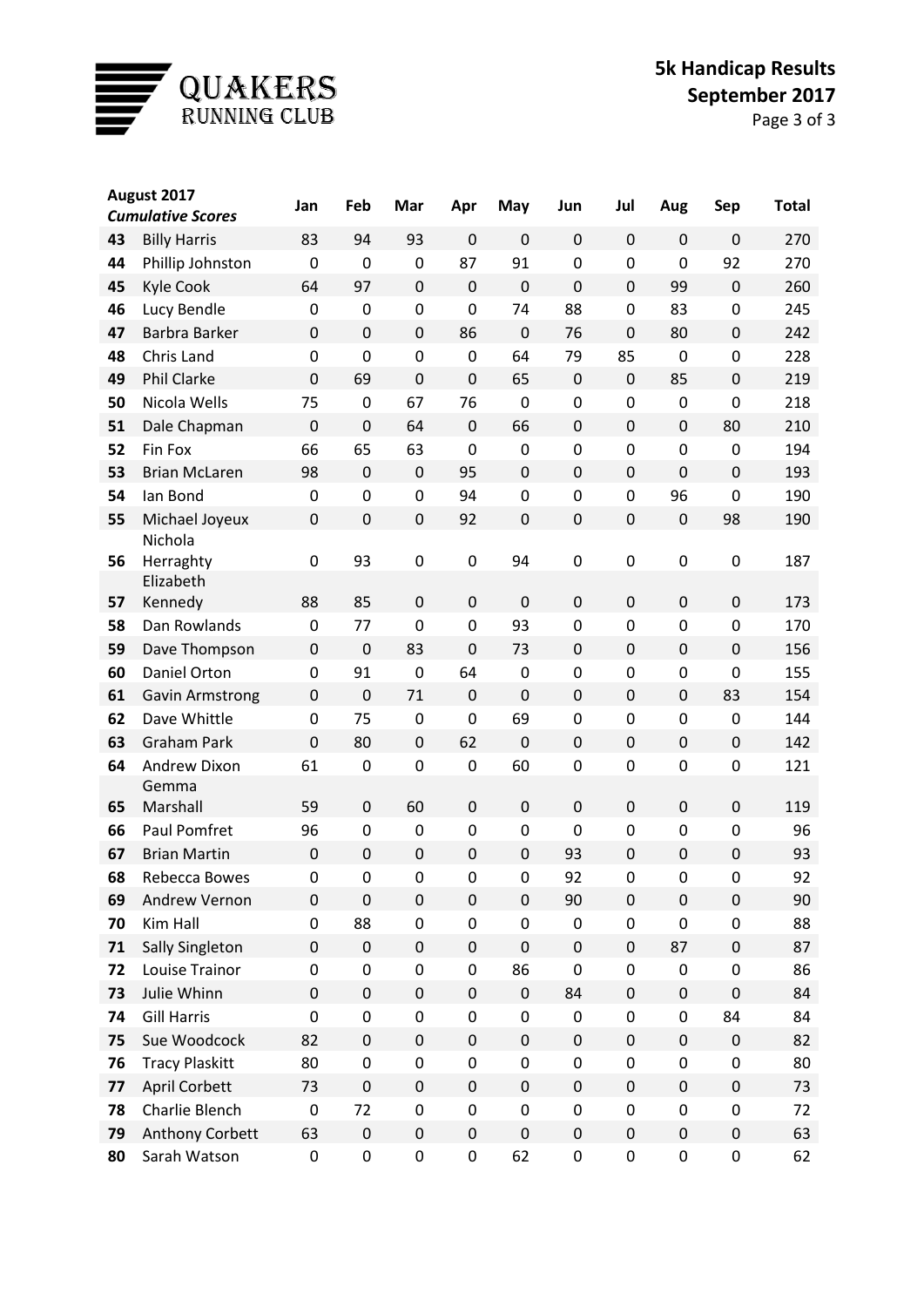# 5k Handicap Results September 2017

QUAKERS RUNNING CLUB

| August 2017 *Cumulative Scores* | | Jan | Feb | Mar | Apr | May | Jun | Jul | Aug | Sep | Total |
|---|---|---|---|---|---|---|---|---|---|---|---|
| 43 | Billy Harris | 83 | 94 | 93 | 0 | 0 | 0 | 0 | 0 | 0 | 270 |
| 44 | Phillip Johnston | 0 | 0 | 0 | 87 | 91 | 0 | 0 | 0 | 92 | 270 |
| 45 | Kyle Cook | 64 | 97 | 0 | 0 | 0 | 0 | 0 | 99 | 0 | 260 |
| 46 | Lucy Bendle | 0 | 0 | 0 | 0 | 74 | 88 | 0 | 83 | 0 | 245 |
| 47 | Barbra Barker | 0 | 0 | 0 | 86 | 0 | 76 | 0 | 80 | 0 | 242 |
| 48 | Chris Land | 0 | 0 | 0 | 0 | 64 | 79 | 85 | 0 | 0 | 228 |
| 49 | Phil Clarke | 0 | 69 | 0 | 0 | 65 | 0 | 0 | 85 | 0 | 219 |
| 50 | Nicola Wells | 75 | 0 | 67 | 76 | 0 | 0 | 0 | 0 | 0 | 218 |
| 51 | Dale Chapman | 0 | 0 | 64 | 0 | 66 | 0 | 0 | 0 | 80 | 210 |
| 52 | Fin Fox | 66 | 65 | 63 | 0 | 0 | 0 | 0 | 0 | 0 | 194 |
| 53 | Brian McLaren | 98 | 0 | 0 | 95 | 0 | 0 | 0 | 0 | 0 | 193 |
| 54 | Ian Bond | 0 | 0 | 0 | 94 | 0 | 0 | 0 | 96 | 0 | 190 |
| 55 | Michael Joyeux | 0 | 0 | 0 | 92 | 0 | 0 | 0 | 0 | 98 | 190 |
| 56 | Nichola Herraghty | 0 | 93 | 0 | 0 | 94 | 0 | 0 | 0 | 0 | 187 |
| 57 | Elizabeth Kennedy | 88 | 85 | 0 | 0 | 0 | 0 | 0 | 0 | 0 | 173 |
| 58 | Dan Rowlands | 0 | 77 | 0 | 0 | 93 | 0 | 0 | 0 | 0 | 170 |
| 59 | Dave Thompson | 0 | 0 | 83 | 0 | 73 | 0 | 0 | 0 | 0 | 156 |
| 60 | Daniel Orton | 0 | 91 | 0 | 64 | 0 | 0 | 0 | 0 | 0 | 155 |
| 61 | Gavin Armstrong | 0 | 0 | 71 | 0 | 0 | 0 | 0 | 0 | 83 | 154 |
| 62 | Dave Whittle | 0 | 75 | 0 | 0 | 69 | 0 | 0 | 0 | 0 | 144 |
| 63 | Graham Park | 0 | 80 | 0 | 62 | 0 | 0 | 0 | 0 | 0 | 142 |
| 64 | Andrew Dixon | 61 | 0 | 0 | 0 | 60 | 0 | 0 | 0 | 0 | 121 |
| 65 | Gemma Marshall | 59 | 0 | 60 | 0 | 0 | 0 | 0 | 0 | 0 | 119 |
| 66 | Paul Pomfret | 96 | 0 | 0 | 0 | 0 | 0 | 0 | 0 | 0 | 96 |
| 67 | Brian Martin | 0 | 0 | 0 | 0 | 0 | 93 | 0 | 0 | 0 | 93 |
| 68 | Rebecca Bowes | 0 | 0 | 0 | 0 | 0 | 92 | 0 | 0 | 0 | 92 |
| 69 | Andrew Vernon | 0 | 0 | 0 | 0 | 0 | 90 | 0 | 0 | 0 | 90 |
| 70 | Kim Hall | 0 | 88 | 0 | 0 | 0 | 0 | 0 | 0 | 0 | 88 |
| 71 | Sally Singleton | 0 | 0 | 0 | 0 | 0 | 0 | 0 | 87 | 0 | 87 |
| 72 | Louise Trainor | 0 | 0 | 0 | 0 | 86 | 0 | 0 | 0 | 0 | 86 |
| 73 | Julie Whinn | 0 | 0 | 0 | 0 | 0 | 84 | 0 | 0 | 0 | 84 |
| 74 | Gill Harris | 0 | 0 | 0 | 0 | 0 | 0 | 0 | 0 | 84 | 84 |
| 75 | Sue Woodcock | 82 | 0 | 0 | 0 | 0 | 0 | 0 | 0 | 0 | 82 |
| 76 | Tracy Plaskitt | 80 | 0 | 0 | 0 | 0 | 0 | 0 | 0 | 0 | 80 |
| 77 | April Corbett | 73 | 0 | 0 | 0 | 0 | 0 | 0 | 0 | 0 | 73 |
| 78 | Charlie Blench | 0 | 72 | 0 | 0 | 0 | 0 | 0 | 0 | 0 | 72 |
| 79 | Anthony Corbett | 63 | 0 | 0 | 0 | 0 | 0 | 0 | 0 | 0 | 63 |
| 80 | Sarah Watson | 0 | 0 | 0 | 0 | 62 | 0 | 0 | 0 | 0 | 62 |